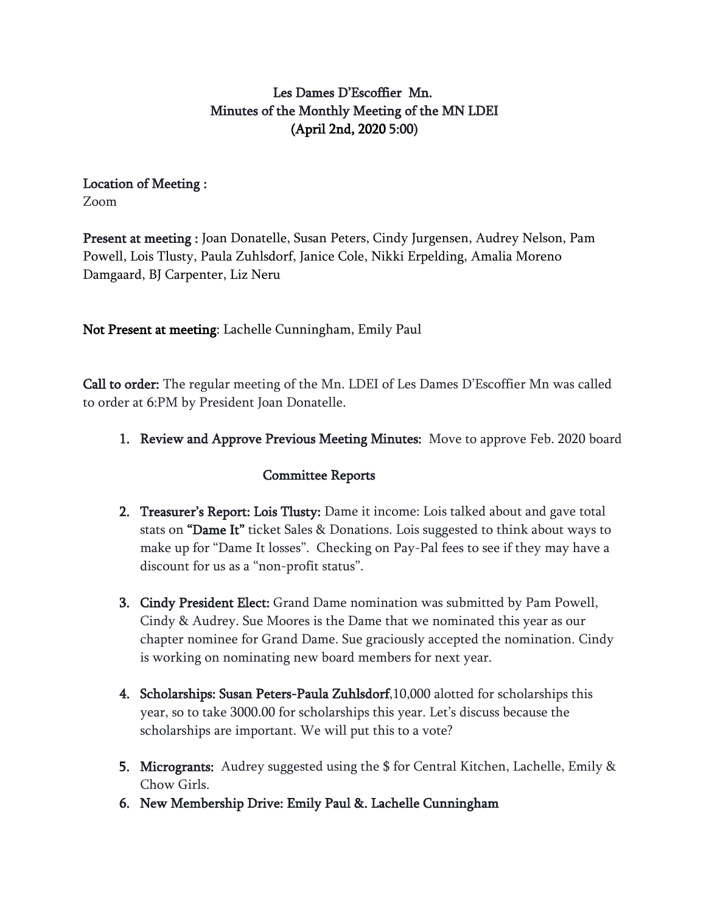# Les Dames D'Escoffier Mn.
## Minutes of the Monthly Meeting of the MN LDEI
## (April 2nd, 2020 5:00)

**Location of Meeting :**
Zoom

**Present at meeting :** Joan Donatelle, Susan Peters, Cindy Jurgensen, Audrey Nelson, Pam Powell, Lois Tlusty, Paula Zuhlsdorf, Janice Cole, Nikki Erpelding, Amalia Moreno Damgaard, BJ Carpenter, Liz Neru

**Not Present at meeting**: Lachelle Cunningham, Emily Paul

**Call to order:** The regular meeting of the Mn. LDEI of Les Dames D'Escoffier Mn was called to order at 6:PM by President Joan Donatelle.

1. **Review and Approve Previous Meeting Minutes:** Move to approve Feb. 2020 board

### Committee Reports

2. **Treasurer's Report: Lois Tlusty:** Dame it income: Lois talked about and gave total stats on **"Dame It"** ticket Sales & Donations. Lois suggested to think about ways to make up for "Dame It losses". Checking on Pay-Pal fees to see if they may have a discount for us as a "non-profit status".

3. **Cindy President Elect:** Grand Dame nomination was submitted by Pam Powell, Cindy & Audrey. Sue Moores is the Dame that we nominated this year as our chapter nominee for Grand Dame. Sue graciously accepted the nomination. Cindy is working on nominating new board members for next year.

4. **Scholarships: Susan Peters-Paula Zuhlsdorf**,10,000 alotted for scholarships this year, so to take 3000.00 for scholarships this year. Let's discuss because the scholarships are important. We will put this to a vote?

5. **Micrograints:** Audrey suggested using the $ for Central Kitchen, Lachelle, Emily & Chow Girls.
6. **New Membership Drive: Emily Paul &. Lachelle Cunningham**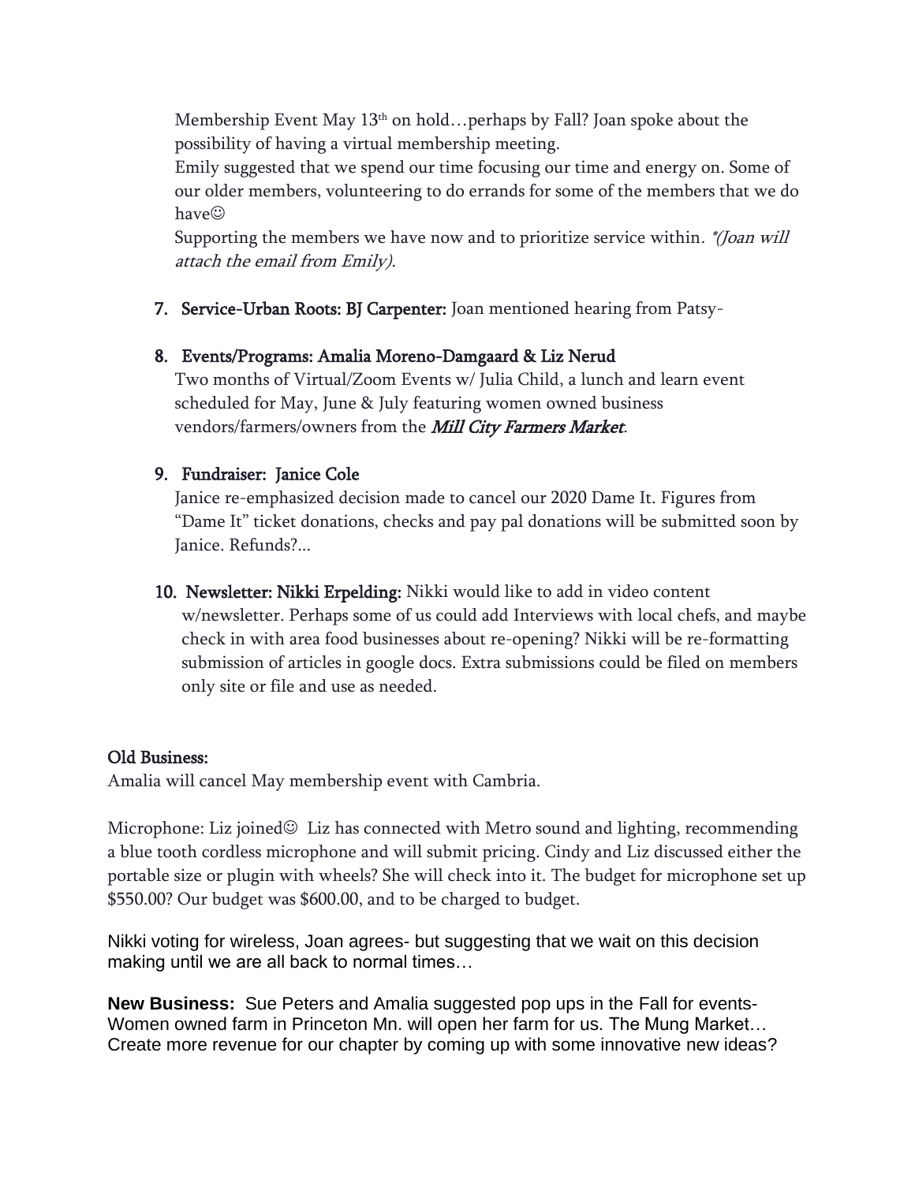Membership Event May 13th on hold…perhaps by Fall? Joan spoke about the possibility of having a virtual membership meeting.
Emily suggested that we spend our time focusing our time and energy on. Some of our older members, volunteering to do errands for some of the members that we do have☺
Supporting the members we have now and to prioritize service within. *\*(Joan will attach the email from Emily).*

7. **Service-Urban Roots: BJ Carpenter:** Joan mentioned hearing from Patsy-

8. **Events/Programs: Amalia Moreno-Damgaard & Liz Nerud**
   Two months of Virtual/Zoom Events w/ Julia Child, a lunch and learn event scheduled for May, June & July featuring women owned business vendors/farmers/owners from the ***Mill City Farmers Market***.

9. **Fundraiser: Janice Cole**
   Janice re-emphasized decision made to cancel our 2020 Dame It. Figures from "Dame It" ticket donations, checks and pay pal donations will be submitted soon by Janice. Refunds?...

10. **Newsletter: Nikki Erpelding:** Nikki would like to add in video content w/newsletter. Perhaps some of us could add Interviews with local chefs, and maybe check in with area food businesses about re-opening? Nikki will be re-formatting submission of articles in google docs. Extra submissions could be filed on members only site or file and use as needed.

**Old Business:**
Amalia will cancel May membership event with Cambria.

Microphone: Liz joined☺ Liz has connected with Metro sound and lighting, recommending a blue tooth cordless microphone and will submit pricing. Cindy and Liz discussed either the portable size or plugin with wheels? She will check into it. The budget for microphone set up $550.00? Our budget was $600.00, and to be charged to budget.

Nikki voting for wireless, Joan agrees- but suggesting that we wait on this decision making until we are all back to normal times…

**New Business:** Sue Peters and Amalia suggested pop ups in the Fall for events- Women owned farm in Princeton Mn. will open her farm for us. The Mung Market… Create more revenue for our chapter by coming up with some innovative new ideas?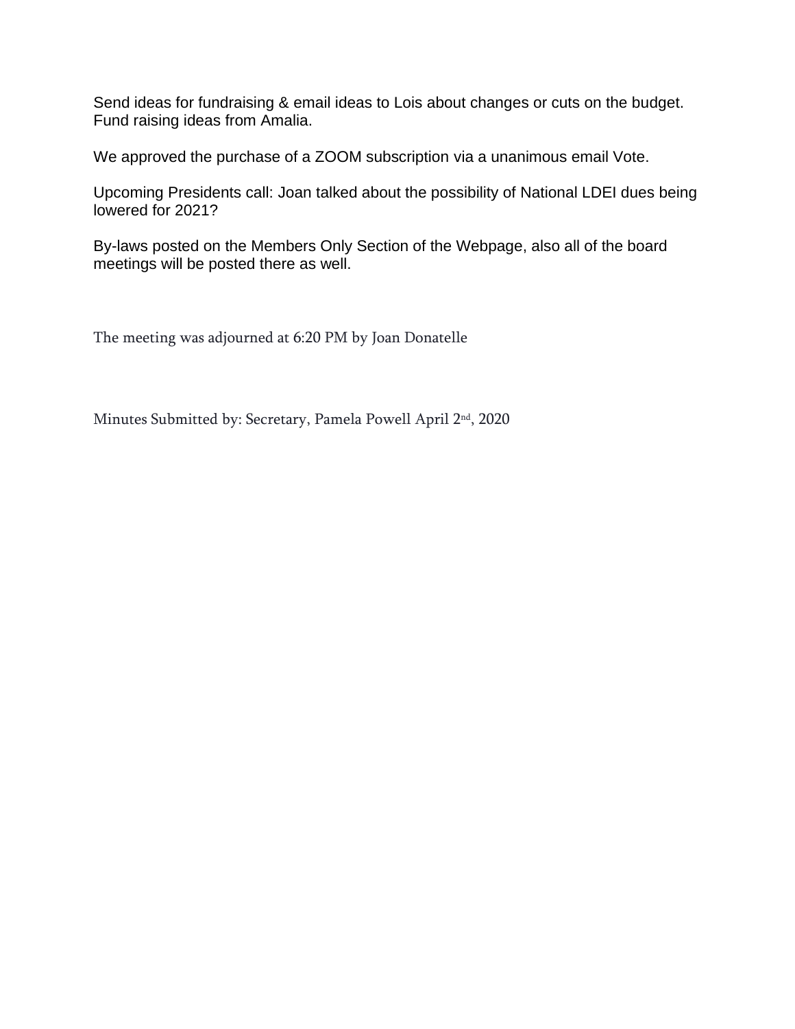Send ideas for fundraising & email ideas to Lois about changes or cuts on the budget. Fund raising ideas from Amalia.

We approved the purchase of a ZOOM subscription via a unanimous email Vote.

Upcoming Presidents call: Joan talked about the possibility of National LDEI dues being lowered for 2021?

By-laws posted on the Members Only Section of the Webpage, also all of the board meetings will be posted there as well.

The meeting was adjourned at 6:20 PM by Joan Donatelle

Minutes Submitted by: Secretary, Pamela Powell April 2nd, 2020